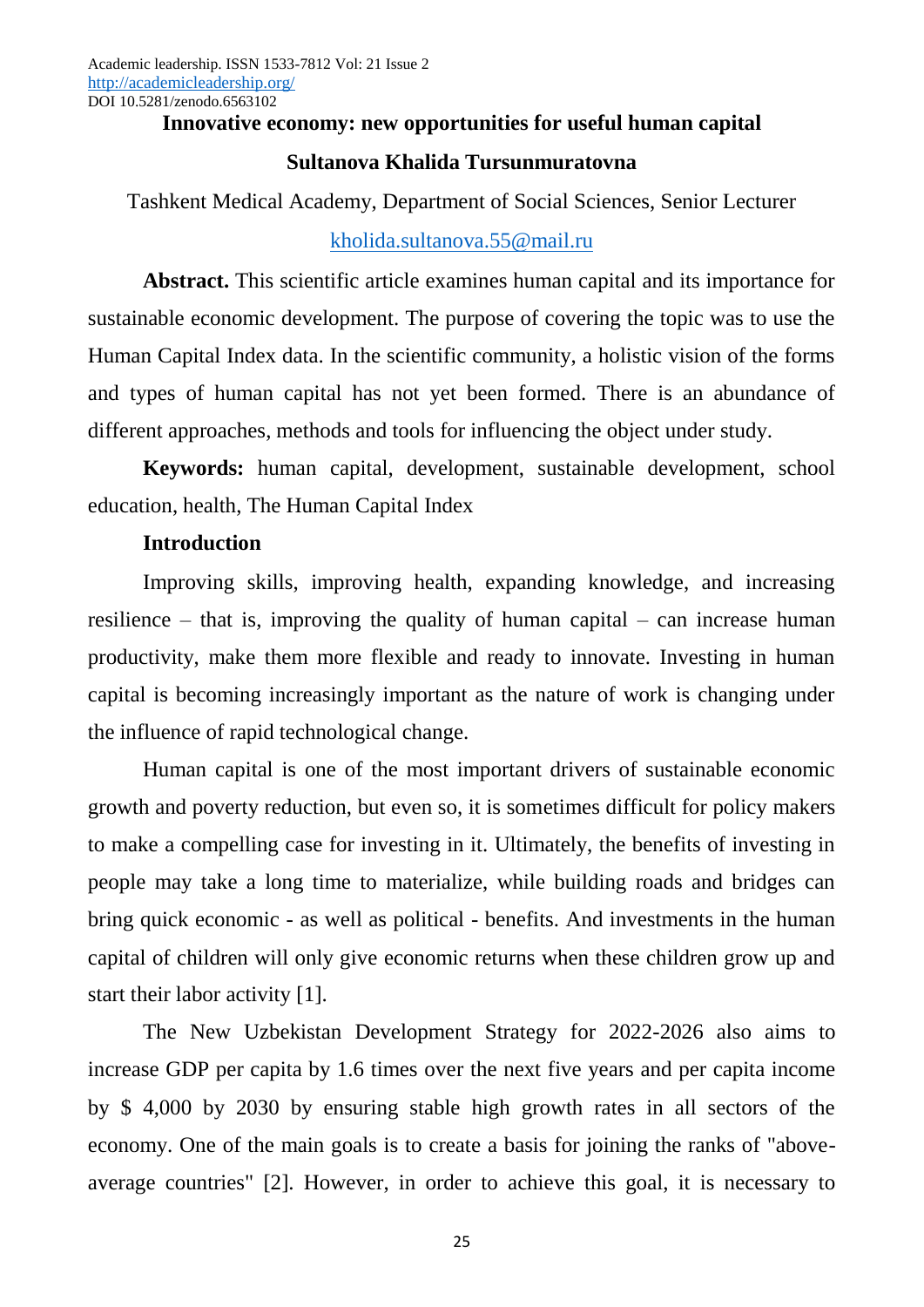# Innovative economy: new opportunities for useful human capital

**Sultanova Khalida Tursunmuratovna**

Tashkent Medical Academy, Department of Social Sciences, Senior Lecturer

kholida.sultanova.55@mail.ru

**Abstract.** This scientific article examines human capital and its importance for sustainable economic development. The purpose of covering the topic was to use the Human Capital Index data. In the scientific community, a holistic vision of the forms and types of human capital has not yet been formed. There is an abundance of different approaches, methods and tools for influencing the object under study.

**Keywords:** human capital, development, sustainable development, school education, health, The Human Capital Index

## Introduction

Improving skills, improving health, expanding knowledge, and increasing resilience – that is, improving the quality of human capital – can increase human productivity, make them more flexible and ready to innovate. Investing in human capital is becoming increasingly important as the nature of work is changing under the influence of rapid technological change.

Human capital is one of the most important drivers of sustainable economic growth and poverty reduction, but even so, it is sometimes difficult for policy makers to make a compelling case for investing in it. Ultimately, the benefits of investing in people may take a long time to materialize, while building roads and bridges can bring quick economic - as well as political - benefits. And investments in the human capital of children will only give economic returns when these children grow up and start their labor activity [1].

The New Uzbekistan Development Strategy for 2022-2026 also aims to increase GDP per capita by 1.6 times over the next five years and per capita income by $ 4,000 by 2030 by ensuring stable high growth rates in all sectors of the economy. One of the main goals is to create a basis for joining the ranks of "above-average countries" [2]. However, in order to achieve this goal, it is necessary to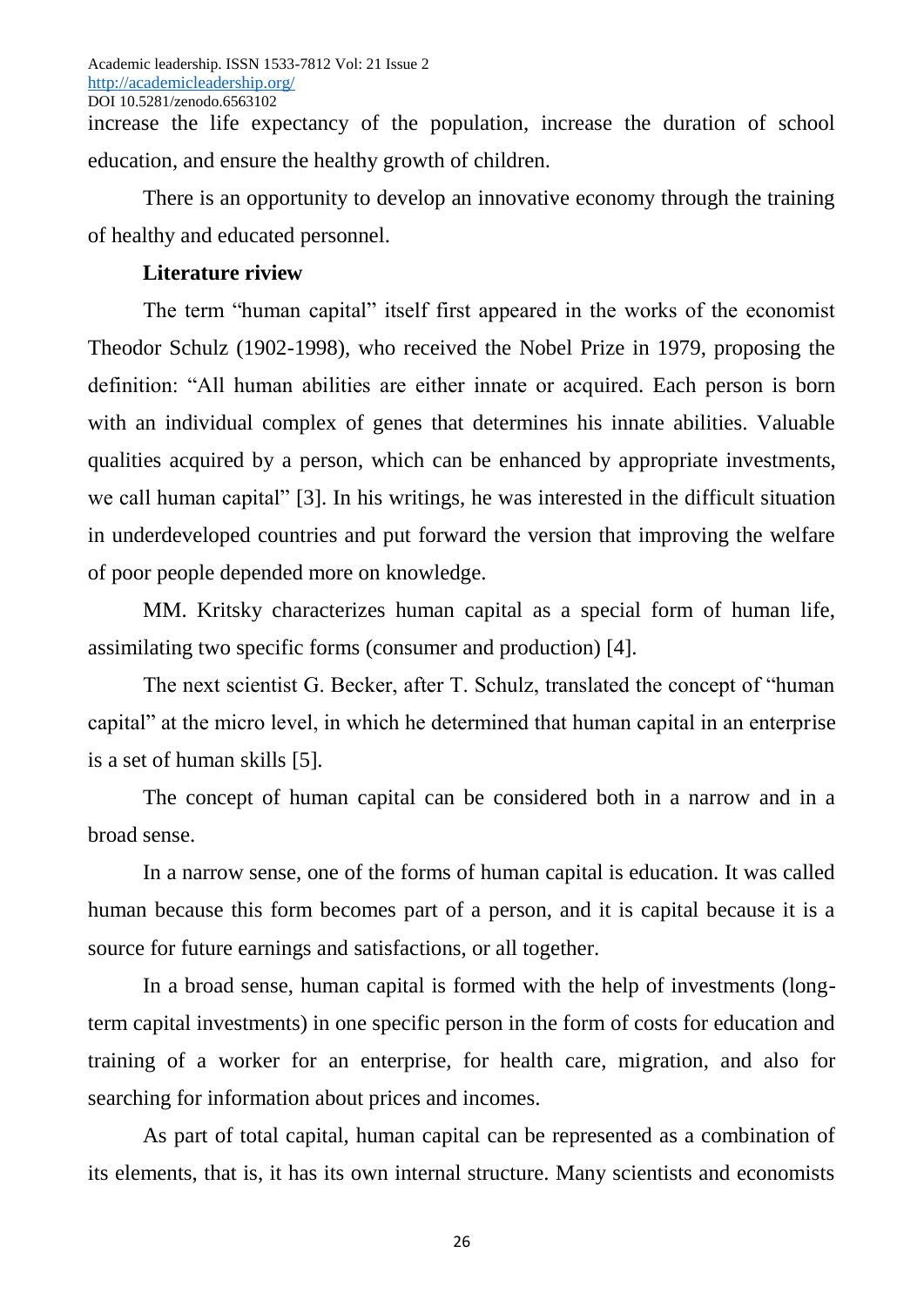increase the life expectancy of the population, increase the duration of school education, and ensure the healthy growth of children.

There is an opportunity to develop an innovative economy through the training of healthy and educated personnel.

**Literature riview**

The term "human capital" itself first appeared in the works of the economist Theodor Schulz (1902-1998), who received the Nobel Prize in 1979, proposing the definition: "All human abilities are either innate or acquired. Each person is born with an individual complex of genes that determines his innate abilities. Valuable qualities acquired by a person, which can be enhanced by appropriate investments, we call human capital" [3]. In his writings, he was interested in the difficult situation in underdeveloped countries and put forward the version that improving the welfare of poor people depended more on knowledge.

MM. Kritsky characterizes human capital as a special form of human life, assimilating two specific forms (consumer and production) [4].

The next scientist G. Becker, after T. Schulz, translated the concept of "human capital" at the micro level, in which he determined that human capital in an enterprise is a set of human skills [5].

The concept of human capital can be considered both in a narrow and in a broad sense.

In a narrow sense, one of the forms of human capital is education. It was called human because this form becomes part of a person, and it is capital because it is a source for future earnings and satisfactions, or all together.

In a broad sense, human capital is formed with the help of investments (long-term capital investments) in one specific person in the form of costs for education and training of a worker for an enterprise, for health care, migration, and also for searching for information about prices and incomes.

As part of total capital, human capital can be represented as a combination of its elements, that is, it has its own internal structure. Many scientists and economists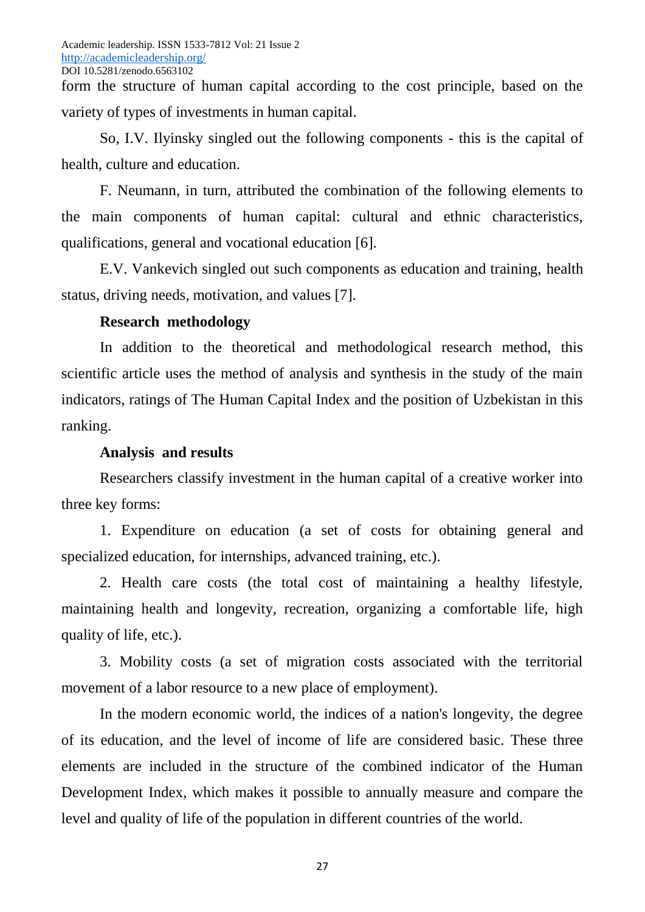form the structure of human capital according to the cost principle, based on the variety of types of investments in human capital.

So, I.V. Ilyinsky singled out the following components - this is the capital of health, culture and education.

F. Neumann, in turn, attributed the combination of the following elements to the main components of human capital: cultural and ethnic characteristics, qualifications, general and vocational education [6].

E.V. Vankevich singled out such components as education and training, health status, driving needs, motivation, and values [7].

## Research methodology

In addition to the theoretical and methodological research method, this scientific article uses the method of analysis and synthesis in the study of the main indicators, ratings of The Human Capital Index and the position of Uzbekistan in this ranking.

## Analysis and results

Researchers classify investment in the human capital of a creative worker into three key forms:

1. Expenditure on education (a set of costs for obtaining general and specialized education, for internships, advanced training, etc.).
2. Health care costs (the total cost of maintaining a healthy lifestyle, maintaining health and longevity, recreation, organizing a comfortable life, high quality of life, etc.).
3. Mobility costs (a set of migration costs associated with the territorial movement of a labor resource to a new place of employment).

In the modern economic world, the indices of a nation's longevity, the degree of its education, and the level of income of life are considered basic. These three elements are included in the structure of the combined indicator of the Human Development Index, which makes it possible to annually measure and compare the level and quality of life of the population in different countries of the world.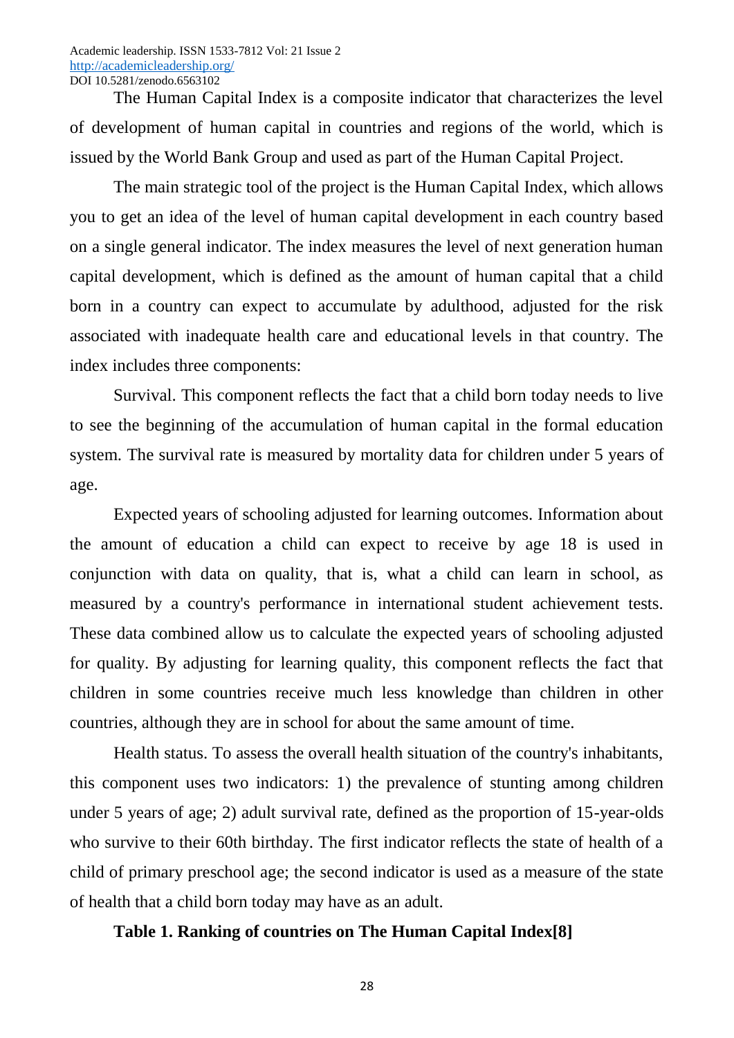The Human Capital Index is a composite indicator that characterizes the level of development of human capital in countries and regions of the world, which is issued by the World Bank Group and used as part of the Human Capital Project.

The main strategic tool of the project is the Human Capital Index, which allows you to get an idea of the level of human capital development in each country based on a single general indicator. The index measures the level of next generation human capital development, which is defined as the amount of human capital that a child born in a country can expect to accumulate by adulthood, adjusted for the risk associated with inadequate health care and educational levels in that country. The index includes three components:

Survival. This component reflects the fact that a child born today needs to live to see the beginning of the accumulation of human capital in the formal education system. The survival rate is measured by mortality data for children under 5 years of age.

Expected years of schooling adjusted for learning outcomes. Information about the amount of education a child can expect to receive by age 18 is used in conjunction with data on quality, that is, what a child can learn in school, as measured by a country's performance in international student achievement tests. These data combined allow us to calculate the expected years of schooling adjusted for quality. By adjusting for learning quality, this component reflects the fact that children in some countries receive much less knowledge than children in other countries, although they are in school for about the same amount of time.

Health status. To assess the overall health situation of the country's inhabitants, this component uses two indicators: 1) the prevalence of stunting among children under 5 years of age; 2) adult survival rate, defined as the proportion of 15-year-olds who survive to their 60th birthday. The first indicator reflects the state of health of a child of primary preschool age; the second indicator is used as a measure of the state of health that a child born today may have as an adult.

**Table 1. Ranking of countries on The Human Capital Index[8]**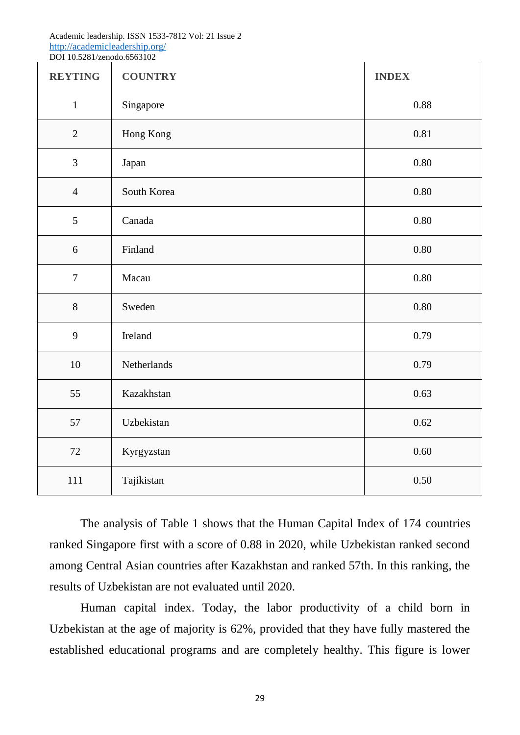| REYTING | COUNTRY | INDEX |
|---|---|---|
| 1 | Singapore | 0.88 |
| 2 | Hong Kong | 0.81 |
| 3 | Japan | 0.80 |
| 4 | South Korea | 0.80 |
| 5 | Canada | 0.80 |
| 6 | Finland | 0.80 |
| 7 | Macau | 0.80 |
| 8 | Sweden | 0.80 |
| 9 | Ireland | 0.79 |
| 10 | Netherlands | 0.79 |
| 55 | Kazakhstan | 0.63 |
| 57 | Uzbekistan | 0.62 |
| 72 | Kyrgyzstan | 0.60 |
| 111 | Tajikistan | 0.50 |

The analysis of Table 1 shows that the Human Capital Index of 174 countries ranked Singapore first with a score of 0.88 in 2020, while Uzbekistan ranked second among Central Asian countries after Kazakhstan and ranked 57th. In this ranking, the results of Uzbekistan are not evaluated until 2020.

Human capital index. Today, the labor productivity of a child born in Uzbekistan at the age of majority is 62%, provided that they have fully mastered the established educational programs and are completely healthy. This figure is lower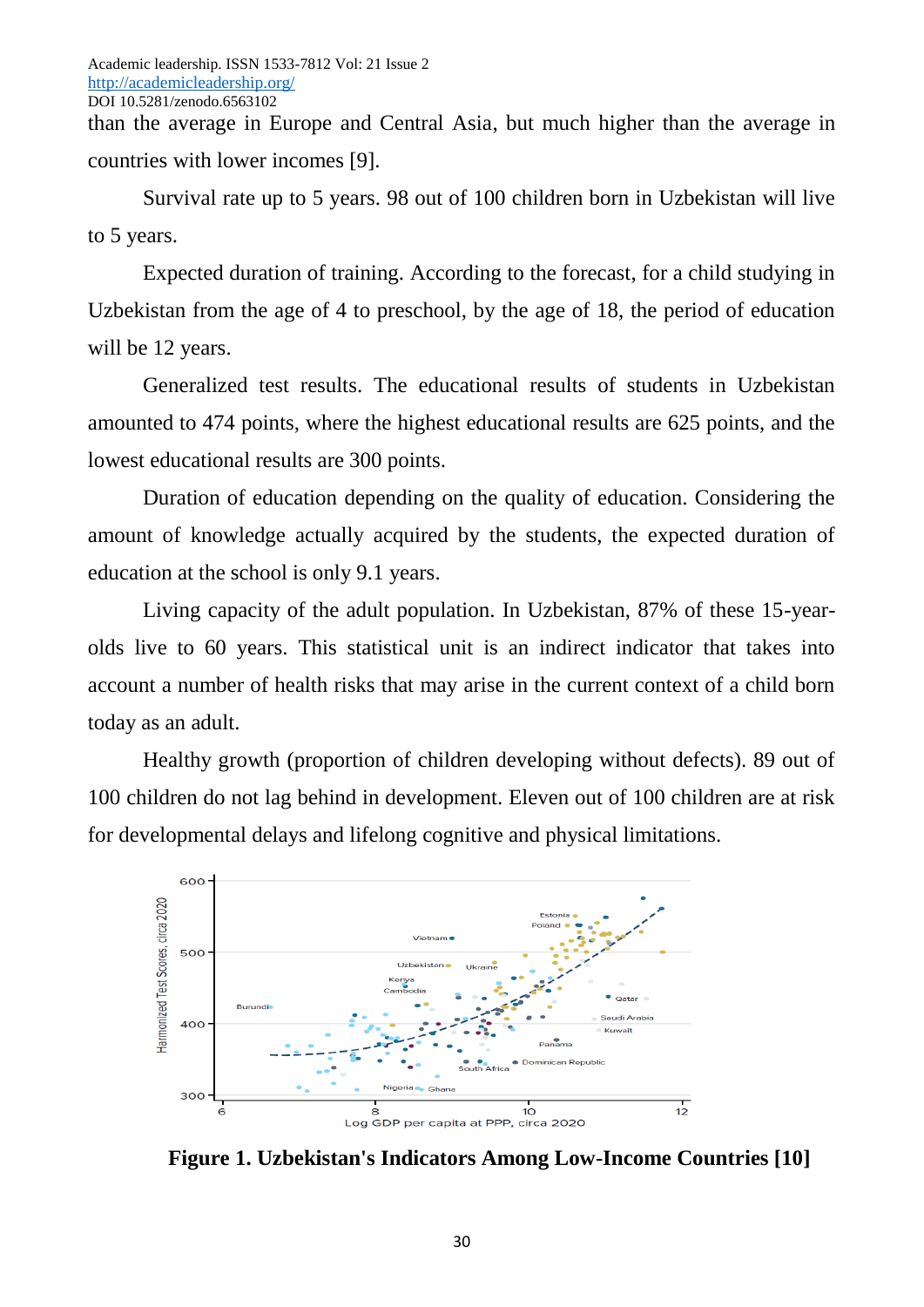than the average in Europe and Central Asia, but much higher than the average in countries with lower incomes [9].

Survival rate up to 5 years. 98 out of 100 children born in Uzbekistan will live to 5 years.

Expected duration of training. According to the forecast, for a child studying in Uzbekistan from the age of 4 to preschool, by the age of 18, the period of education will be 12 years.

Generalized test results. The educational results of students in Uzbekistan amounted to 474 points, where the highest educational results are 625 points, and the lowest educational results are 300 points.

Duration of education depending on the quality of education. Considering the amount of knowledge actually acquired by the students, the expected duration of education at the school is only 9.1 years.

Living capacity of the adult population. In Uzbekistan, 87% of these 15-year-olds live to 60 years. This statistical unit is an indirect indicator that takes into account a number of health risks that may arise in the current context of a child born today as an adult.

Healthy growth (proportion of children developing without defects). 89 out of 100 children do not lag behind in development. Eleven out of 100 children are at risk for developmental delays and lifelong cognitive and physical limitations.

**Figure 1. Uzbekistan's Indicators Among Low-Income Countries [10]**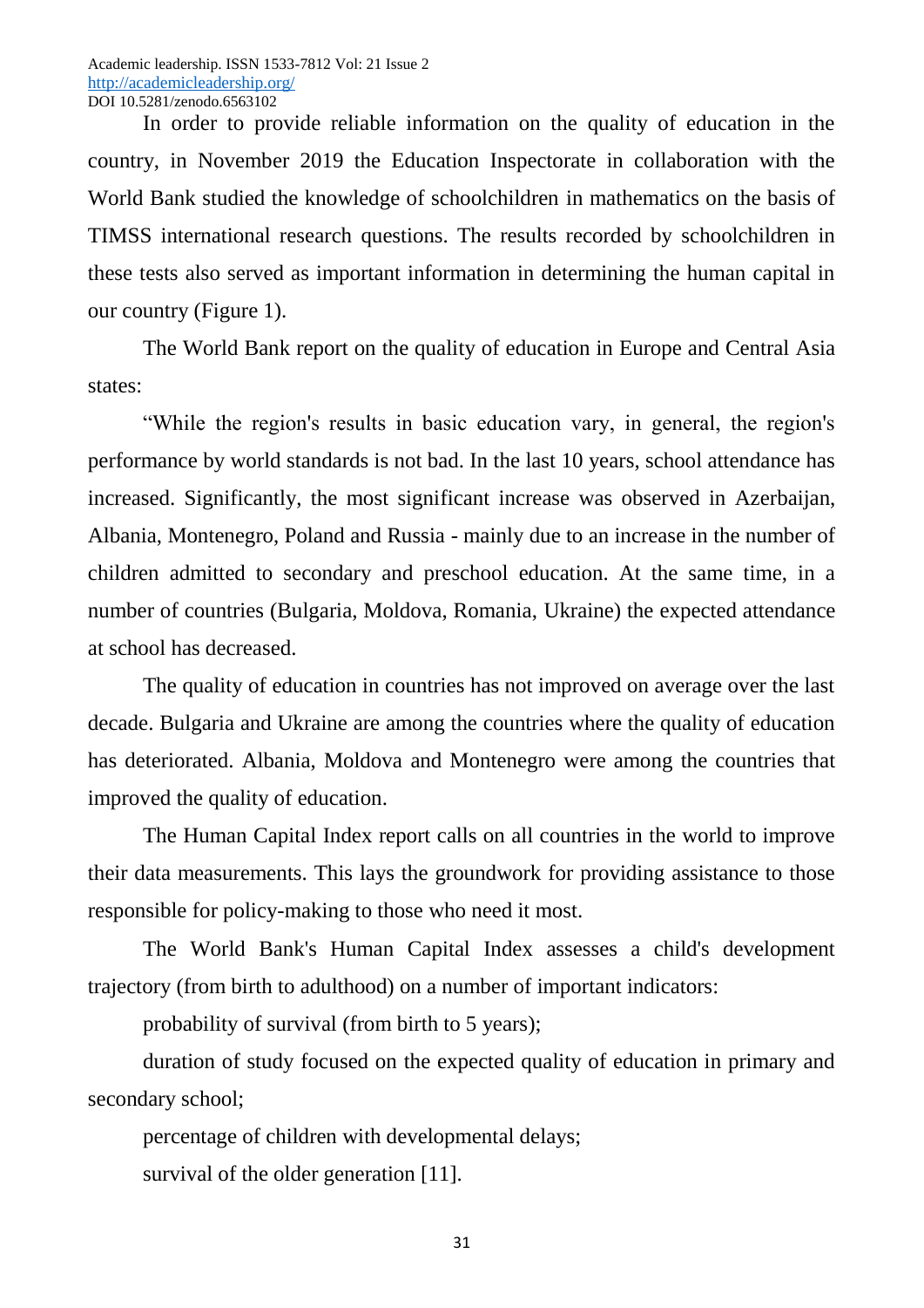In order to provide reliable information on the quality of education in the country, in November 2019 the Education Inspectorate in collaboration with the World Bank studied the knowledge of schoolchildren in mathematics on the basis of TIMSS international research questions. The results recorded by schoolchildren in these tests also served as important information in determining the human capital in our country (Figure 1).

The World Bank report on the quality of education in Europe and Central Asia states:

"While the region's results in basic education vary, in general, the region's performance by world standards is not bad. In the last 10 years, school attendance has increased. Significantly, the most significant increase was observed in Azerbaijan, Albania, Montenegro, Poland and Russia - mainly due to an increase in the number of children admitted to secondary and preschool education. At the same time, in a number of countries (Bulgaria, Moldova, Romania, Ukraine) the expected attendance at school has decreased.

The quality of education in countries has not improved on average over the last decade. Bulgaria and Ukraine are among the countries where the quality of education has deteriorated. Albania, Moldova and Montenegro were among the countries that improved the quality of education.

The Human Capital Index report calls on all countries in the world to improve their data measurements. This lays the groundwork for providing assistance to those responsible for policy-making to those who need it most.

The World Bank's Human Capital Index assesses a child's development trajectory (from birth to adulthood) on a number of important indicators:

probability of survival (from birth to 5 years);

duration of study focused on the expected quality of education in primary and secondary school;

percentage of children with developmental delays;

survival of the older generation [11].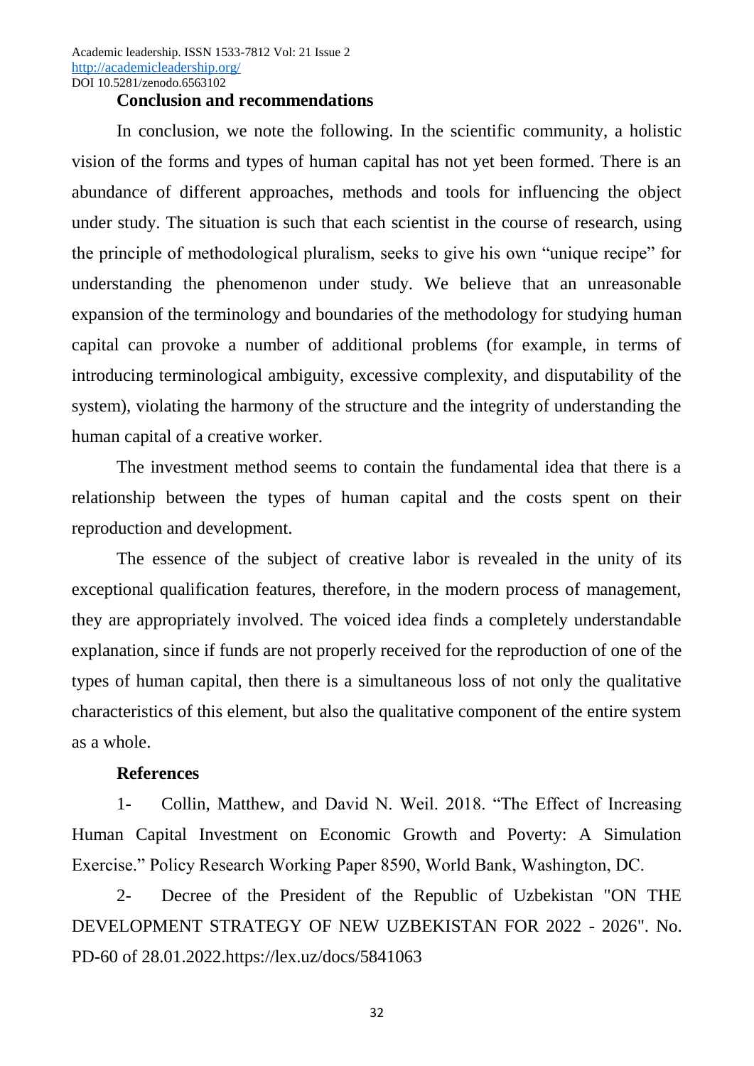## Conclusion and recommendations

In conclusion, we note the following. In the scientific community, a holistic vision of the forms and types of human capital has not yet been formed. There is an abundance of different approaches, methods and tools for influencing the object under study. The situation is such that each scientist in the course of research, using the principle of methodological pluralism, seeks to give his own “unique recipe” for understanding the phenomenon under study. We believe that an unreasonable expansion of the terminology and boundaries of the methodology for studying human capital can provoke a number of additional problems (for example, in terms of introducing terminological ambiguity, excessive complexity, and disputability of the system), violating the harmony of the structure and the integrity of understanding the human capital of a creative worker.

The investment method seems to contain the fundamental idea that there is a relationship between the types of human capital and the costs spent on their reproduction and development.

The essence of the subject of creative labor is revealed in the unity of its exceptional qualification features, therefore, in the modern process of management, they are appropriately involved. The voiced idea finds a completely understandable explanation, since if funds are not properly received for the reproduction of one of the types of human capital, then there is a simultaneous loss of not only the qualitative characteristics of this element, but also the qualitative component of the entire system as a whole.

## References

1- Collin, Matthew, and David N. Weil. 2018. “The Effect of Increasing Human Capital Investment on Economic Growth and Poverty: A Simulation Exercise.” Policy Research Working Paper 8590, World Bank, Washington, DC.

2- Decree of the President of the Republic of Uzbekistan "ON THE DEVELOPMENT STRATEGY OF NEW UZBEKISTAN FOR 2022 - 2026". No. PD-60 of 28.01.2022.https://lex.uz/docs/5841063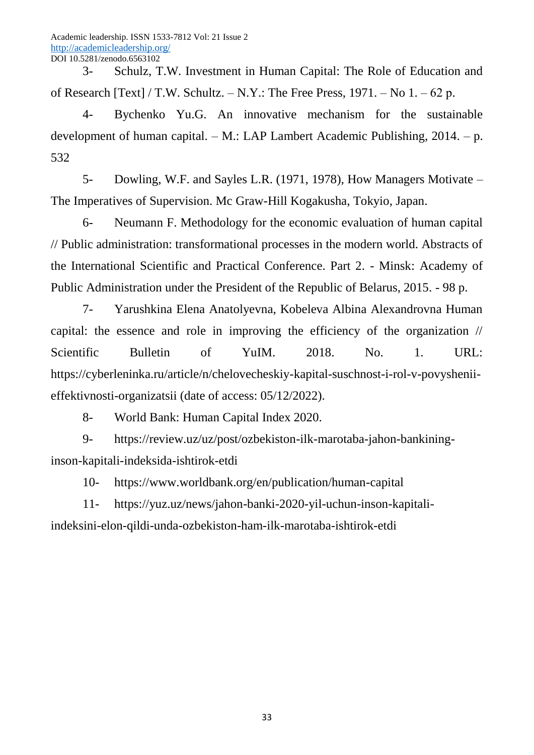3- Schulz, T.W. Investment in Human Capital: The Role of Education and of Research [Text] / T.W. Schultz. – N.Y.: The Free Press, 1971. – No 1. – 62 p.

4- Bychenko Yu.G. An innovative mechanism for the sustainable development of human capital. – M.: LAP Lambert Academic Publishing, 2014. – p. 532

5- Dowling, W.F. and Sayles L.R. (1971, 1978), How Managers Motivate – The Imperatives of Supervision. Mc Graw-Hill Kogakusha, Tokyio, Japan.

6- Neumann F. Methodology for the economic evaluation of human capital // Public administration: transformational processes in the modern world. Abstracts of the International Scientific and Practical Conference. Part 2. - Minsk: Academy of Public Administration under the President of the Republic of Belarus, 2015. - 98 p.

7- Yarushkina Elena Anatolyevna, Kobeleva Albina Alexandrovna Human capital: the essence and role in improving the efficiency of the organization // Scientific Bulletin of YuIM. 2018. No. 1. URL: https://cyberleninka.ru/article/n/chelovecheskiy-kapital-suschnost-i-rol-v-povyshenii-effektivnosti-organizatsii (date of access: 05/12/2022).

8- World Bank: Human Capital Index 2020.

9- https://review.uz/uz/post/ozbekiston-ilk-marotaba-jahon-bankining-inson-kapitali-indeksida-ishtirok-etdi

10- https://www.worldbank.org/en/publication/human-capital

11- https://yuz.uz/news/jahon-banki-2020-yil-uchun-inson-kapitali-indeksini-elon-qildi-unda-ozbekiston-ham-ilk-marotaba-ishtirok-etdi